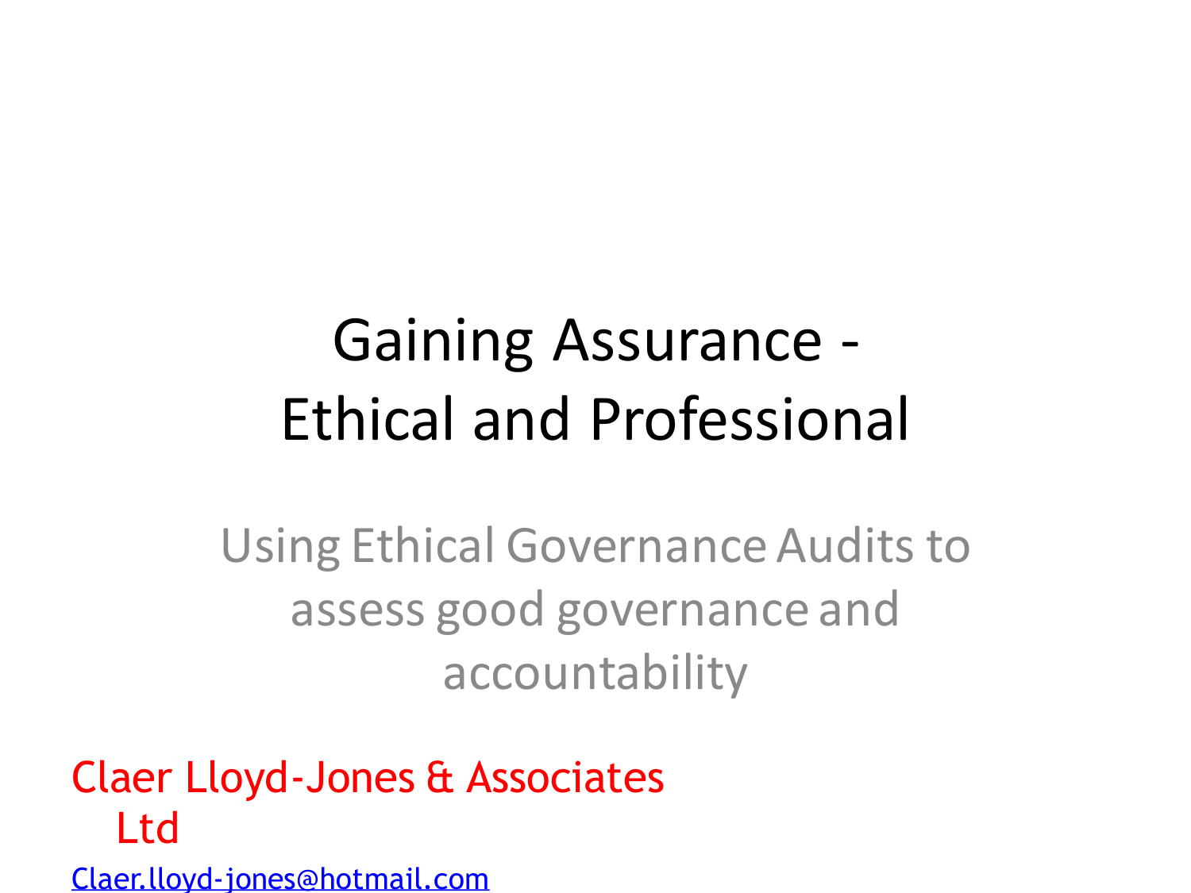# Gaining Assurance - Ethical and Professional

Using Ethical Governance Audits to assess good governance and accountability

Claer Lloyd-Jones & Associates Ltd

Claer.lloyd-jones@hotmail.com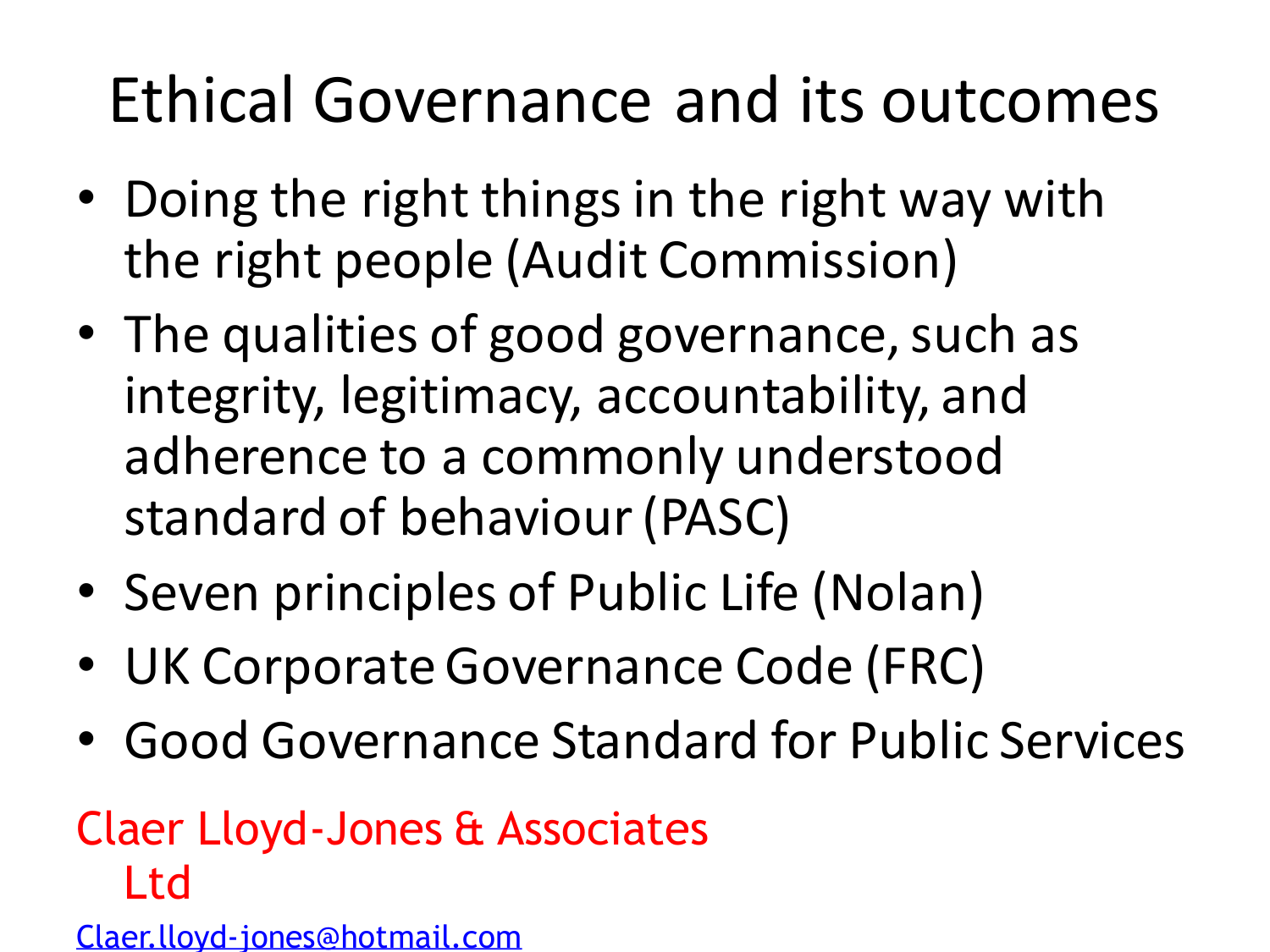# Ethical Governance and its outcomes

- Doing the right things in the right way with the right people (Audit Commission)
- The qualities of good governance, such as integrity, legitimacy, accountability, and adherence to a commonly understood standard of behaviour (PASC)
- Seven principles of Public Life (Nolan)
- UK Corporate Governance Code (FRC)
- Good Governance Standard for Public Services

Claer Lloyd-Jones & Associates Ltd

Claer.lloyd-jones@hotmail.com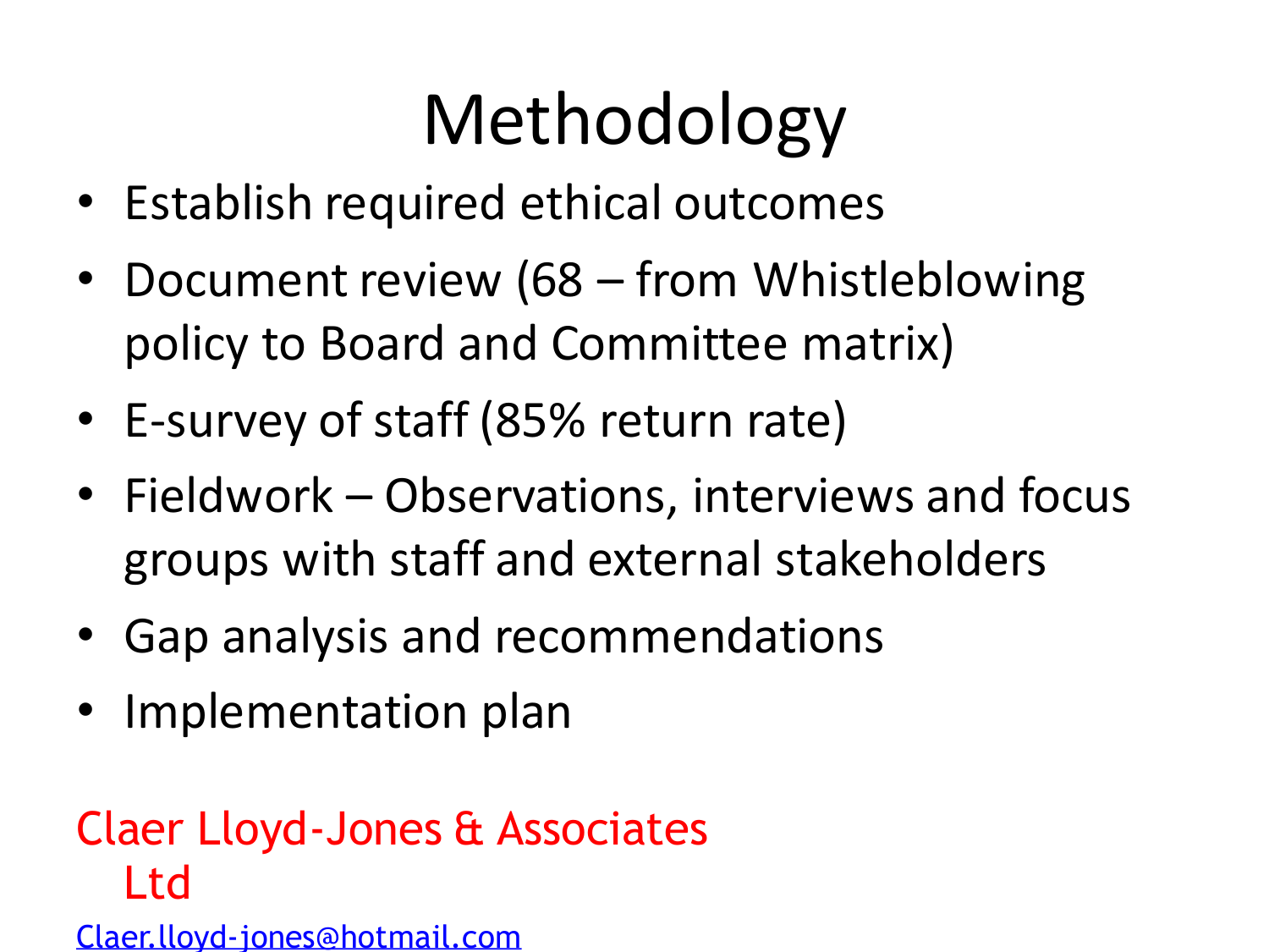# Methodology

- Establish required ethical outcomes
- Document review (68 – from Whistleblowing policy to Board and Committee matrix)
- E-survey of staff (85% return rate)
- Fieldwork – Observations, interviews and focus groups with staff and external stakeholders
- Gap analysis and recommendations
- Implementation plan

Claer Lloyd-Jones & Associates Ltd

Claer.lloyd-jones@hotmail.com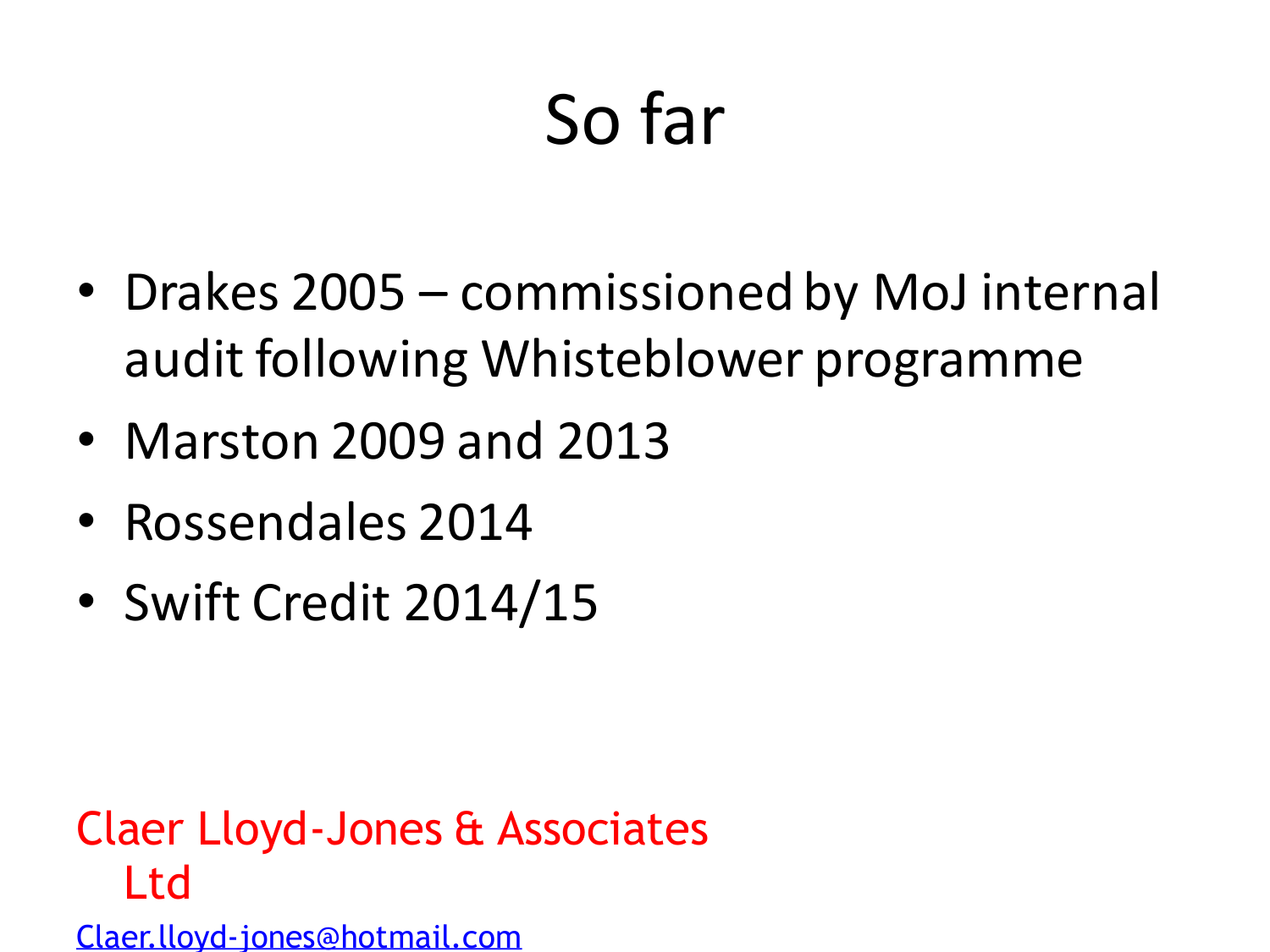# So far

- Drakes 2005 – commissioned by MoJ internal audit following Whisteblower programme
- Marston 2009 and 2013
- Rossendales 2014
- Swift Credit 2014/15

Claer Lloyd-Jones & Associates Ltd

Claer.lloyd-jones@hotmail.com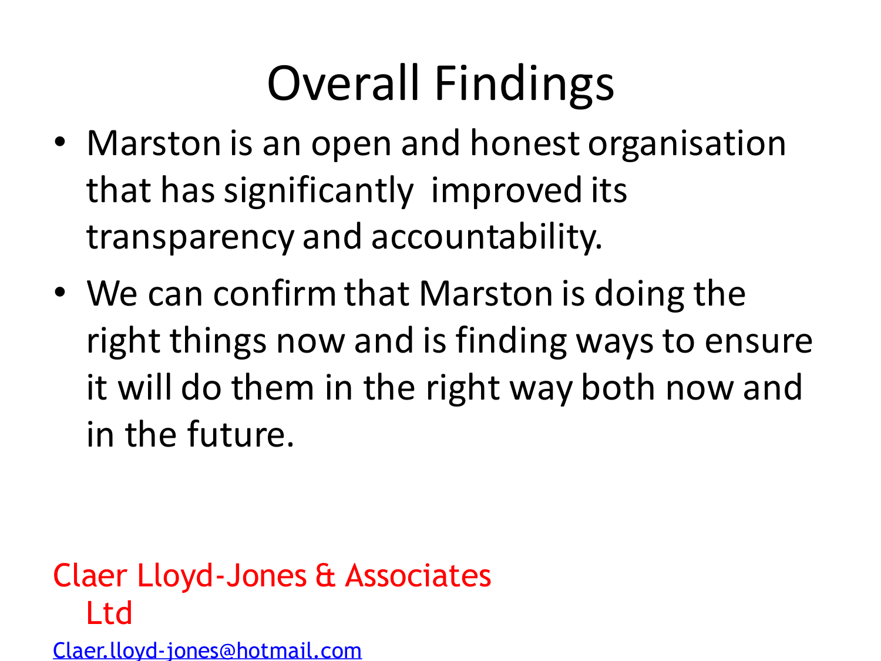# Overall Findings

- Marston is an open and honest organisation that has significantly improved its transparency and accountability.
- We can confirm that Marston is doing the right things now and is finding ways to ensure it will do them in the right way both now and in the future.

Claer Lloyd-Jones & Associates Ltd

Claer.lloyd-jones@hotmail.com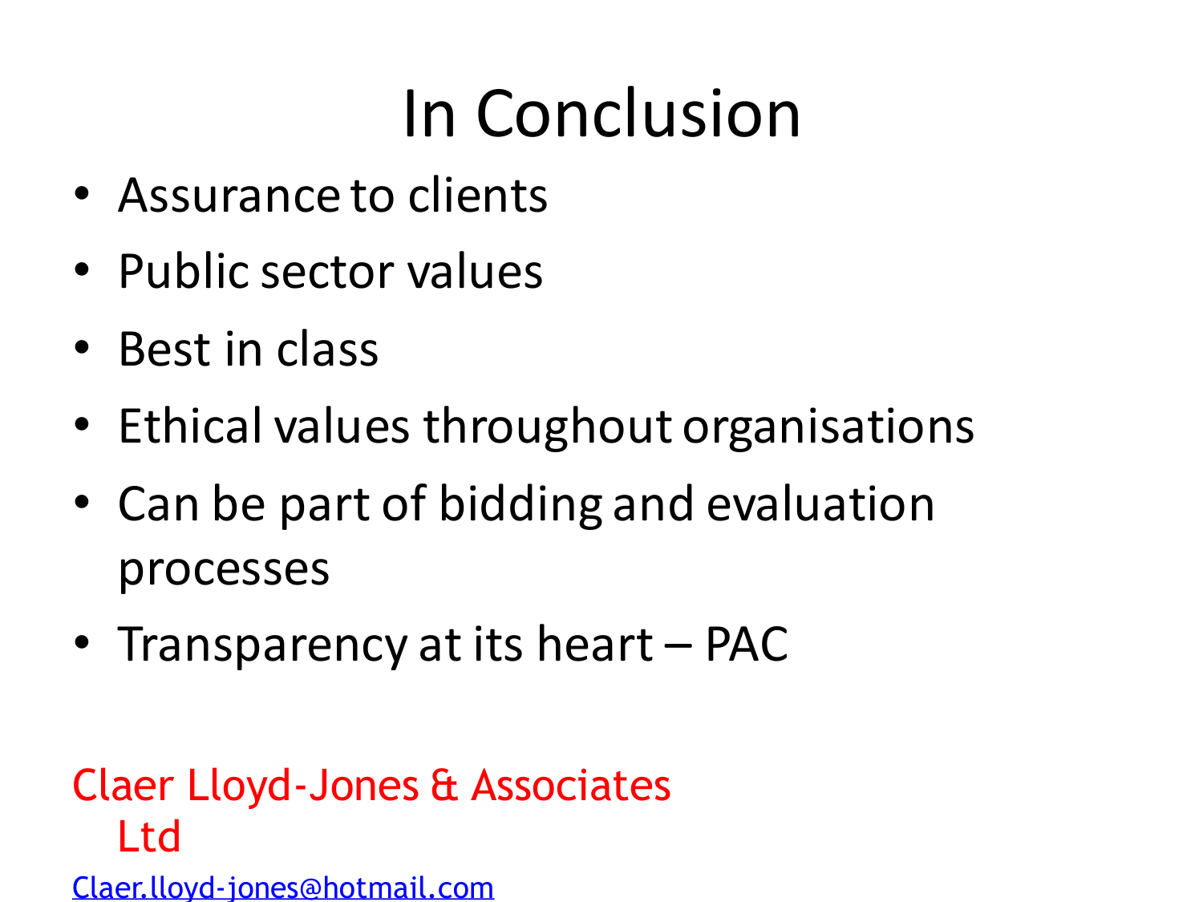# In Conclusion

- Assurance to clients
- Public sector values
- Best in class
- Ethical values throughout organisations
- Can be part of bidding and evaluation processes
- Transparency at its heart – PAC

Claer Lloyd-Jones & Associates Ltd

Claer.lloyd-jones@hotmail.com